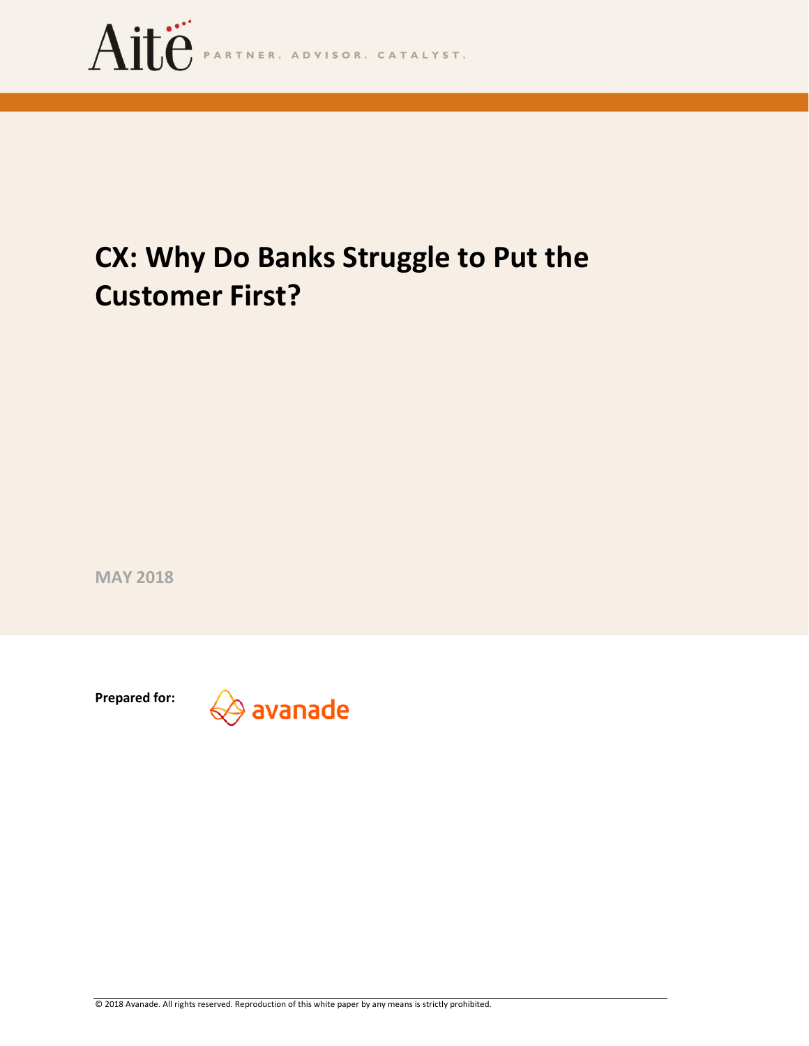Aite PARTNER. ADVISOR. CATALYST.

# CX: Why Do Banks Struggle to Put the Customer First?

**MAY 2018**

**Prepared for:** avanade

© 2018 Avanade. All rights reserved. Reproduction of this white paper by any means is strictly prohibited.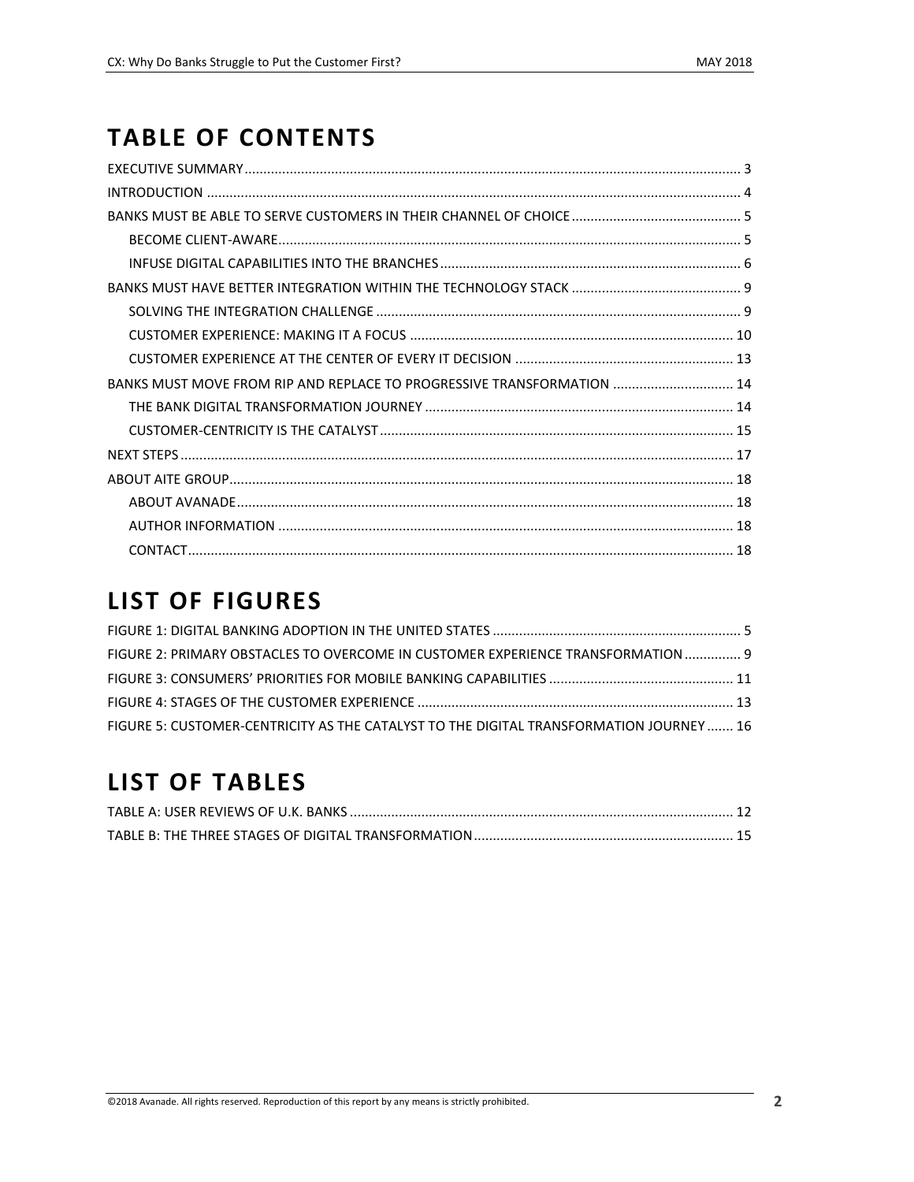# TABLE OF CONTENTS

EXECUTIVE SUMMARY .... 3

INTRODUCTION .... 4

BANKS MUST BE ABLE TO SERVE CUSTOMERS IN THEIR CHANNEL OF CHOICE .... 5

- BECOME CLIENT-AWARE .... 5
- INFUSE DIGITAL CAPABILITIES INTO THE BRANCHES .... 6

BANKS MUST HAVE BETTER INTEGRATION WITHIN THE TECHNOLOGY STACK .... 9

- SOLVING THE INTEGRATION CHALLENGE .... 9
- CUSTOMER EXPERIENCE: MAKING IT A FOCUS .... 10
- CUSTOMER EXPERIENCE AT THE CENTER OF EVERY IT DECISION .... 13

BANKS MUST MOVE FROM RIP AND REPLACE TO PROGRESSIVE TRANSFORMATION .... 14

- THE BANK DIGITAL TRANSFORMATION JOURNEY .... 14
- CUSTOMER-CENTRICITY IS THE CATALYST .... 15

NEXT STEPS .... 17

ABOUT AITE GROUP .... 18

- ABOUT AVANADE .... 18
- AUTHOR INFORMATION .... 18
- CONTACT .... 18

# LIST OF FIGURES

FIGURE 1: DIGITAL BANKING ADOPTION IN THE UNITED STATES .... 5

FIGURE 2: PRIMARY OBSTACLES TO OVERCOME IN CUSTOMER EXPERIENCE TRANSFORMATION .... 9

FIGURE 3: CONSUMERS' PRIORITIES FOR MOBILE BANKING CAPABILITIES .... 11

FIGURE 4: STAGES OF THE CUSTOMER EXPERIENCE .... 13

FIGURE 5: CUSTOMER-CENTRICITY AS THE CATALYST TO THE DIGITAL TRANSFORMATION JOURNEY .... 16

# LIST OF TABLES

TABLE A: USER REVIEWS OF U.K. BANKS .... 12

TABLE B: THE THREE STAGES OF DIGITAL TRANSFORMATION .... 15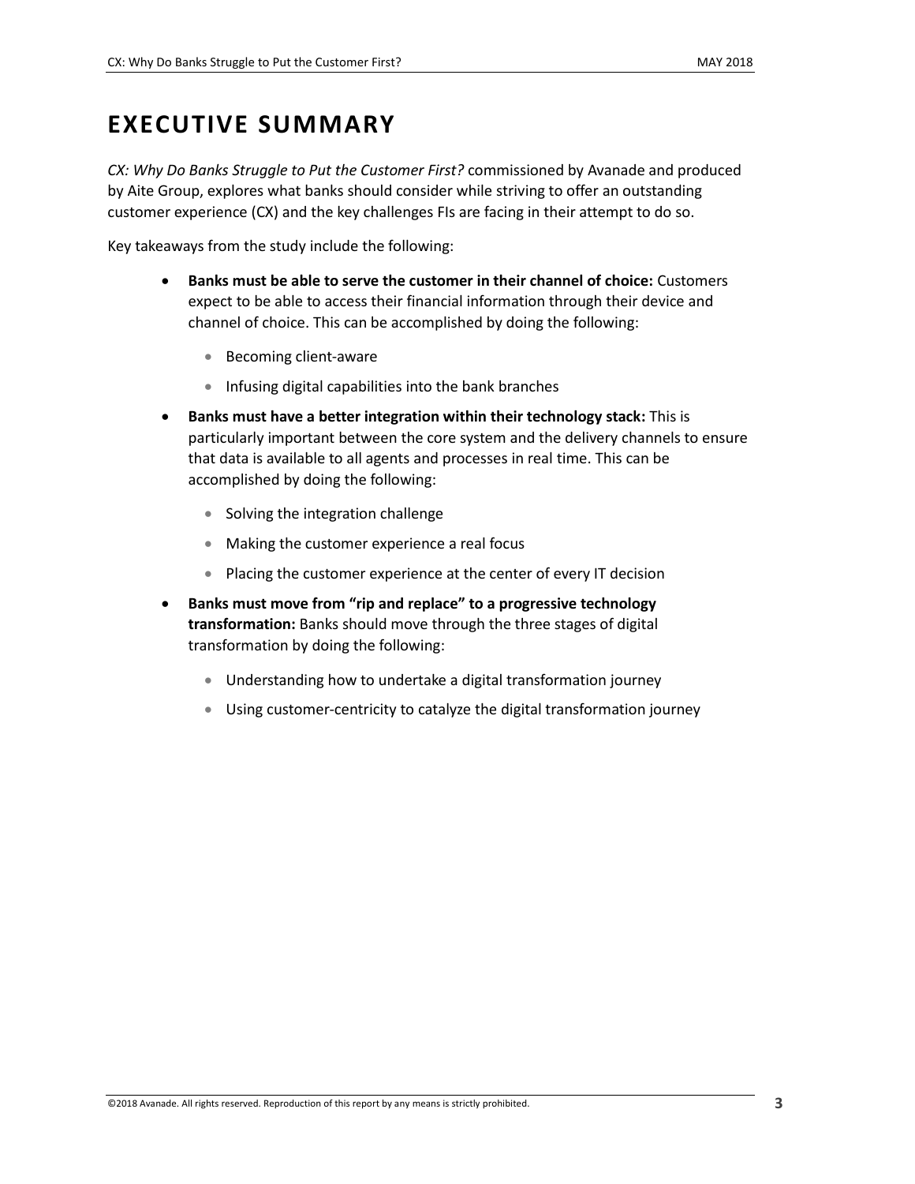# EXECUTIVE SUMMARY

*CX: Why Do Banks Struggle to Put the Customer First?* commissioned by Avanade and produced by Aite Group, explores what banks should consider while striving to offer an outstanding customer experience (CX) and the key challenges FIs are facing in their attempt to do so.

Key takeaways from the study include the following:

- **Banks must be able to serve the customer in their channel of choice:** Customers expect to be able to access their financial information through their device and channel of choice. This can be accomplished by doing the following:
  - Becoming client-aware
  - Infusing digital capabilities into the bank branches
- **Banks must have a better integration within their technology stack:** This is particularly important between the core system and the delivery channels to ensure that data is available to all agents and processes in real time. This can be accomplished by doing the following:
  - Solving the integration challenge
  - Making the customer experience a real focus
  - Placing the customer experience at the center of every IT decision
- **Banks must move from "rip and replace" to a progressive technology transformation:** Banks should move through the three stages of digital transformation by doing the following:
  - Understanding how to undertake a digital transformation journey
  - Using customer-centricity to catalyze the digital transformation journey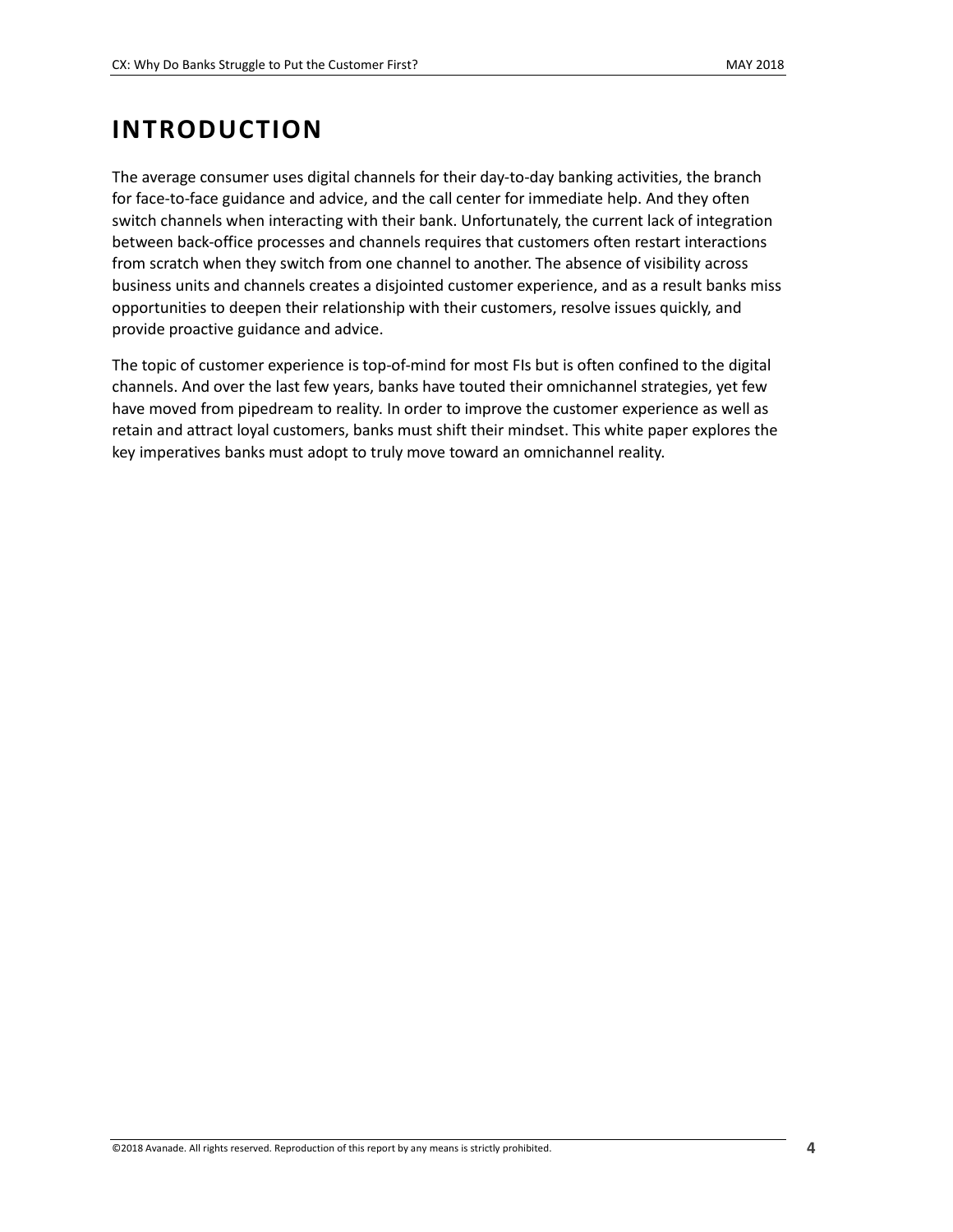# INTRODUCTION

The average consumer uses digital channels for their day-to-day banking activities, the branch for face-to-face guidance and advice, and the call center for immediate help. And they often switch channels when interacting with their bank. Unfortunately, the current lack of integration between back-office processes and channels requires that customers often restart interactions from scratch when they switch from one channel to another. The absence of visibility across business units and channels creates a disjointed customer experience, and as a result banks miss opportunities to deepen their relationship with their customers, resolve issues quickly, and provide proactive guidance and advice.

The topic of customer experience is top-of-mind for most FIs but is often confined to the digital channels. And over the last few years, banks have touted their omnichannel strategies, yet few have moved from pipedream to reality. In order to improve the customer experience as well as retain and attract loyal customers, banks must shift their mindset. This white paper explores the key imperatives banks must adopt to truly move toward an omnichannel reality.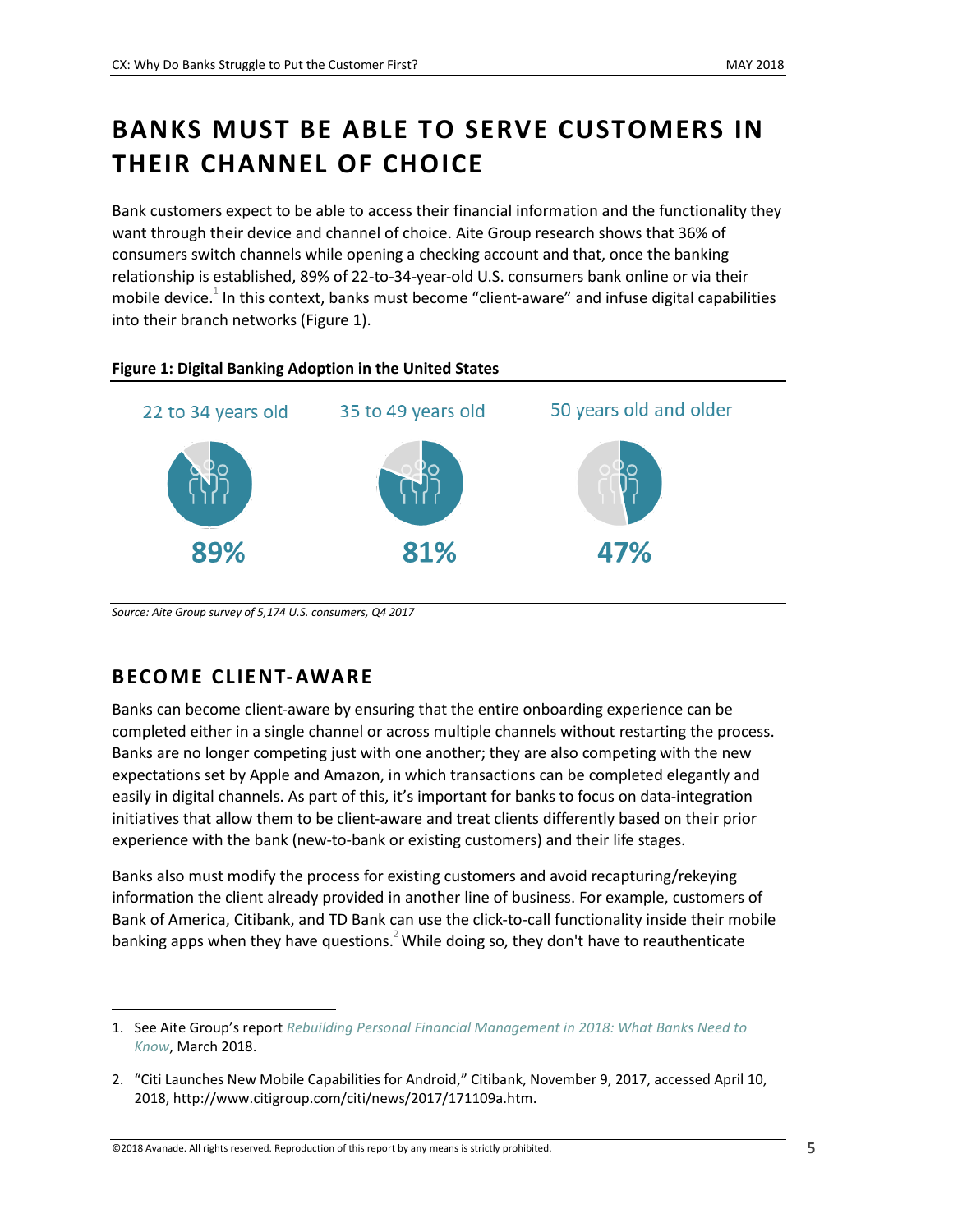# BANKS MUST BE ABLE TO SERVE CUSTOMERS IN THEIR CHANNEL OF CHOICE

Bank customers expect to be able to access their financial information and the functionality they want through their device and channel of choice. Aite Group research shows that 36% of consumers switch channels while opening a checking account and that, once the banking relationship is established, 89% of 22-to-34-year-old U.S. consumers bank online or via their mobile device.[1] In this context, banks must become "client-aware" and infuse digital capabilities into their branch networks (Figure 1).

**Figure 1: Digital Banking Adoption in the United States**

| 22 to 34 years old | 35 to 49 years old | 50 years old and older |
|---|---|---|
| 89% | 81% | 47% |

*Source: Aite Group survey of 5,174 U.S. consumers, Q4 2017*

## BECOME CLIENT-AWARE

Banks can become client-aware by ensuring that the entire onboarding experience can be completed either in a single channel or across multiple channels without restarting the process. Banks are no longer competing just with one another; they are also competing with the new expectations set by Apple and Amazon, in which transactions can be completed elegantly and easily in digital channels. As part of this, it's important for banks to focus on data-integration initiatives that allow them to be client-aware and treat clients differently based on their prior experience with the bank (new-to-bank or existing customers) and their life stages.

Banks also must modify the process for existing customers and avoid recapturing/rekeying information the client already provided in another line of business. For example, customers of Bank of America, Citibank, and TD Bank can use the click-to-call functionality inside their mobile banking apps when they have questions.[2] While doing so, they don't have to reauthenticate

---

1. See Aite Group's report *Rebuilding Personal Financial Management in 2018: What Banks Need to Know*, March 2018.

2. "Citi Launches New Mobile Capabilities for Android," Citibank, November 9, 2017, accessed April 10, 2018, http://www.citigroup.com/citi/news/2017/171109a.htm.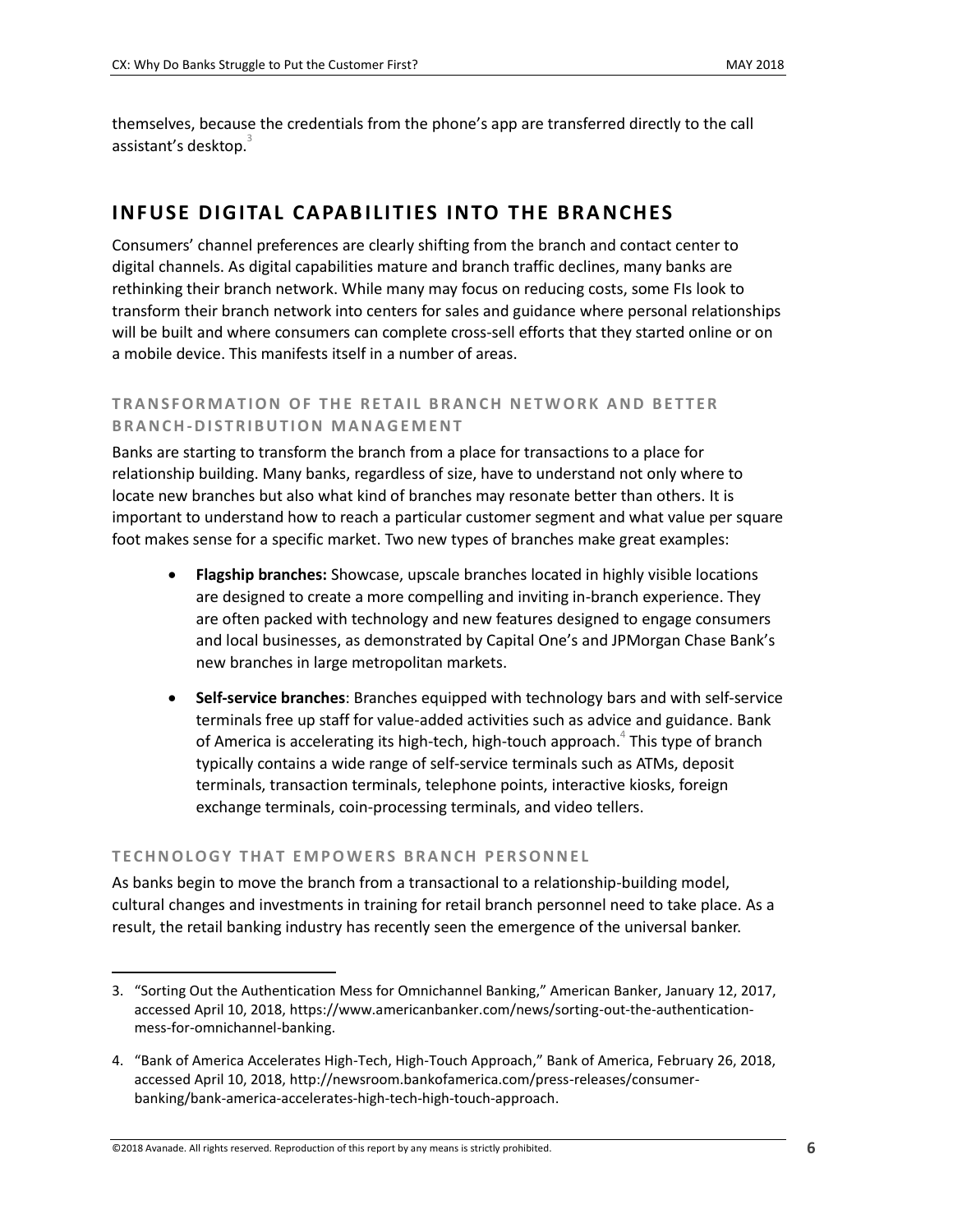themselves, because the credentials from the phone's app are transferred directly to the call assistant's desktop.[3]

## INFUSE DIGITAL CAPABILITIES INTO THE BRANCHES

Consumers' channel preferences are clearly shifting from the branch and contact center to digital channels. As digital capabilities mature and branch traffic declines, many banks are rethinking their branch network. While many may focus on reducing costs, some FIs look to transform their branch network into centers for sales and guidance where personal relationships will be built and where consumers can complete cross-sell efforts that they started online or on a mobile device. This manifests itself in a number of areas.

### TRANSFORMATION OF THE RETAIL BRANCH NETWORK AND BETTER BRANCH-DISTRIBUTION MANAGEMENT

Banks are starting to transform the branch from a place for transactions to a place for relationship building. Many banks, regardless of size, have to understand not only where to locate new branches but also what kind of branches may resonate better than others. It is important to understand how to reach a particular customer segment and what value per square foot makes sense for a specific market. Two new types of branches make great examples:

- **Flagship branches:** Showcase, upscale branches located in highly visible locations are designed to create a more compelling and inviting in-branch experience. They are often packed with technology and new features designed to engage consumers and local businesses, as demonstrated by Capital One's and JPMorgan Chase Bank's new branches in large metropolitan markets.
- **Self-service branches**: Branches equipped with technology bars and with self-service terminals free up staff for value-added activities such as advice and guidance. Bank of America is accelerating its high-tech, high-touch approach.[4] This type of branch typically contains a wide range of self-service terminals such as ATMs, deposit terminals, transaction terminals, telephone points, interactive kiosks, foreign exchange terminals, coin-processing terminals, and video tellers.

### TECHNOLOGY THAT EMPOWERS BRANCH PERSONNEL

As banks begin to move the branch from a transactional to a relationship-building model, cultural changes and investments in training for retail branch personnel need to take place. As a result, the retail banking industry has recently seen the emergence of the universal banker.

---

3. "Sorting Out the Authentication Mess for Omnichannel Banking," American Banker, January 12, 2017, accessed April 10, 2018, https://www.americanbanker.com/news/sorting-out-the-authentication-mess-for-omnichannel-banking.

4. "Bank of America Accelerates High-Tech, High-Touch Approach," Bank of America, February 26, 2018, accessed April 10, 2018, http://newsroom.bankofamerica.com/press-releases/consumer-banking/bank-america-accelerates-high-tech-high-touch-approach.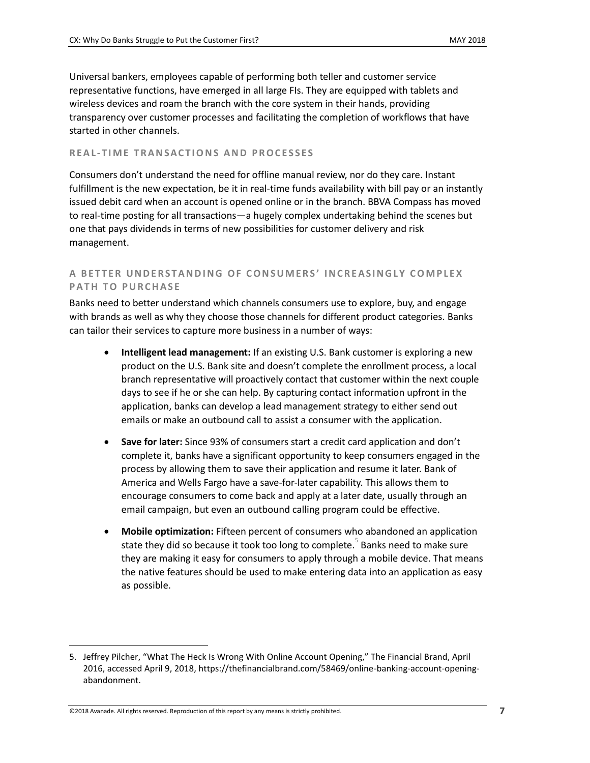Universal bankers, employees capable of performing both teller and customer service representative functions, have emerged in all large FIs. They are equipped with tablets and wireless devices and roam the branch with the core system in their hands, providing transparency over customer processes and facilitating the completion of workflows that have started in other channels.

### REAL-TIME TRANSACTIONS AND PROCESSES

Consumers don't understand the need for offline manual review, nor do they care. Instant fulfillment is the new expectation, be it in real-time funds availability with bill pay or an instantly issued debit card when an account is opened online or in the branch. BBVA Compass has moved to real-time posting for all transactions—a hugely complex undertaking behind the scenes but one that pays dividends in terms of new possibilities for customer delivery and risk management.

### A BETTER UNDERSTANDING OF CONSUMERS' INCREASINGLY COMPLEX PATH TO PURCHASE

Banks need to better understand which channels consumers use to explore, buy, and engage with brands as well as why they choose those channels for different product categories. Banks can tailor their services to capture more business in a number of ways:

- **Intelligent lead management:** If an existing U.S. Bank customer is exploring a new product on the U.S. Bank site and doesn't complete the enrollment process, a local branch representative will proactively contact that customer within the next couple days to see if he or she can help. By capturing contact information upfront in the application, banks can develop a lead management strategy to either send out emails or make an outbound call to assist a consumer with the application.
- **Save for later:** Since 93% of consumers start a credit card application and don't complete it, banks have a significant opportunity to keep consumers engaged in the process by allowing them to save their application and resume it later. Bank of America and Wells Fargo have a save-for-later capability. This allows them to encourage consumers to come back and apply at a later date, usually through an email campaign, but even an outbound calling program could be effective.
- **Mobile optimization:** Fifteen percent of consumers who abandoned an application state they did so because it took too long to complete.[5] Banks need to make sure they are making it easy for consumers to apply through a mobile device. That means the native features should be used to make entering data into an application as easy as possible.

5. Jeffrey Pilcher, "What The Heck Is Wrong With Online Account Opening," The Financial Brand, April 2016, accessed April 9, 2018, https://thefinancialbrand.com/58469/online-banking-account-opening-abandonment.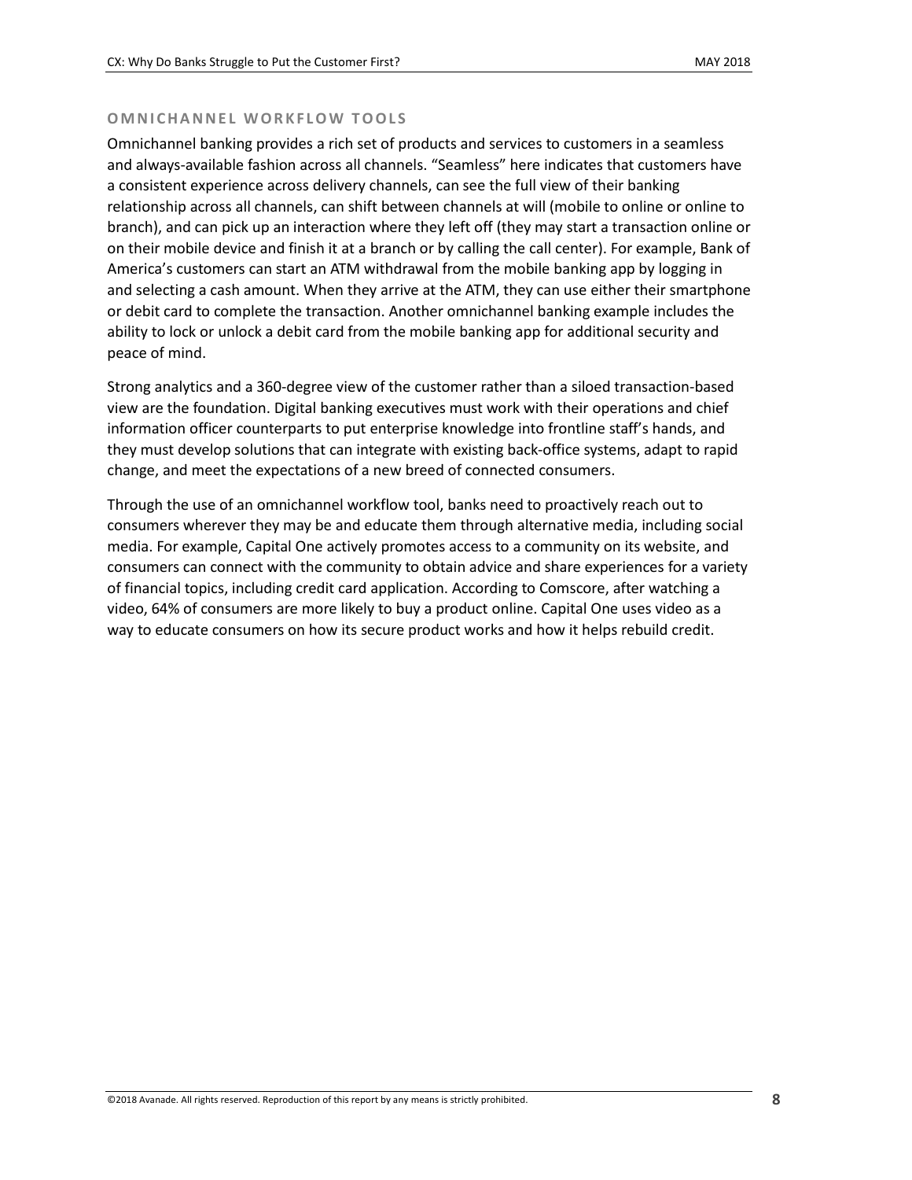### OMNICHANNEL WORKFLOW TOOLS

Omnichannel banking provides a rich set of products and services to customers in a seamless and always-available fashion across all channels. “Seamless” here indicates that customers have a consistent experience across delivery channels, can see the full view of their banking relationship across all channels, can shift between channels at will (mobile to online or online to branch), and can pick up an interaction where they left off (they may start a transaction online or on their mobile device and finish it at a branch or by calling the call center). For example, Bank of America’s customers can start an ATM withdrawal from the mobile banking app by logging in and selecting a cash amount. When they arrive at the ATM, they can use either their smartphone or debit card to complete the transaction. Another omnichannel banking example includes the ability to lock or unlock a debit card from the mobile banking app for additional security and peace of mind.

Strong analytics and a 360-degree view of the customer rather than a siloed transaction-based view are the foundation. Digital banking executives must work with their operations and chief information officer counterparts to put enterprise knowledge into frontline staff’s hands, and they must develop solutions that can integrate with existing back-office systems, adapt to rapid change, and meet the expectations of a new breed of connected consumers.

Through the use of an omnichannel workflow tool, banks need to proactively reach out to consumers wherever they may be and educate them through alternative media, including social media. For example, Capital One actively promotes access to a community on its website, and consumers can connect with the community to obtain advice and share experiences for a variety of financial topics, including credit card application. According to Comscore, after watching a video, 64% of consumers are more likely to buy a product online. Capital One uses video as a way to educate consumers on how its secure product works and how it helps rebuild credit.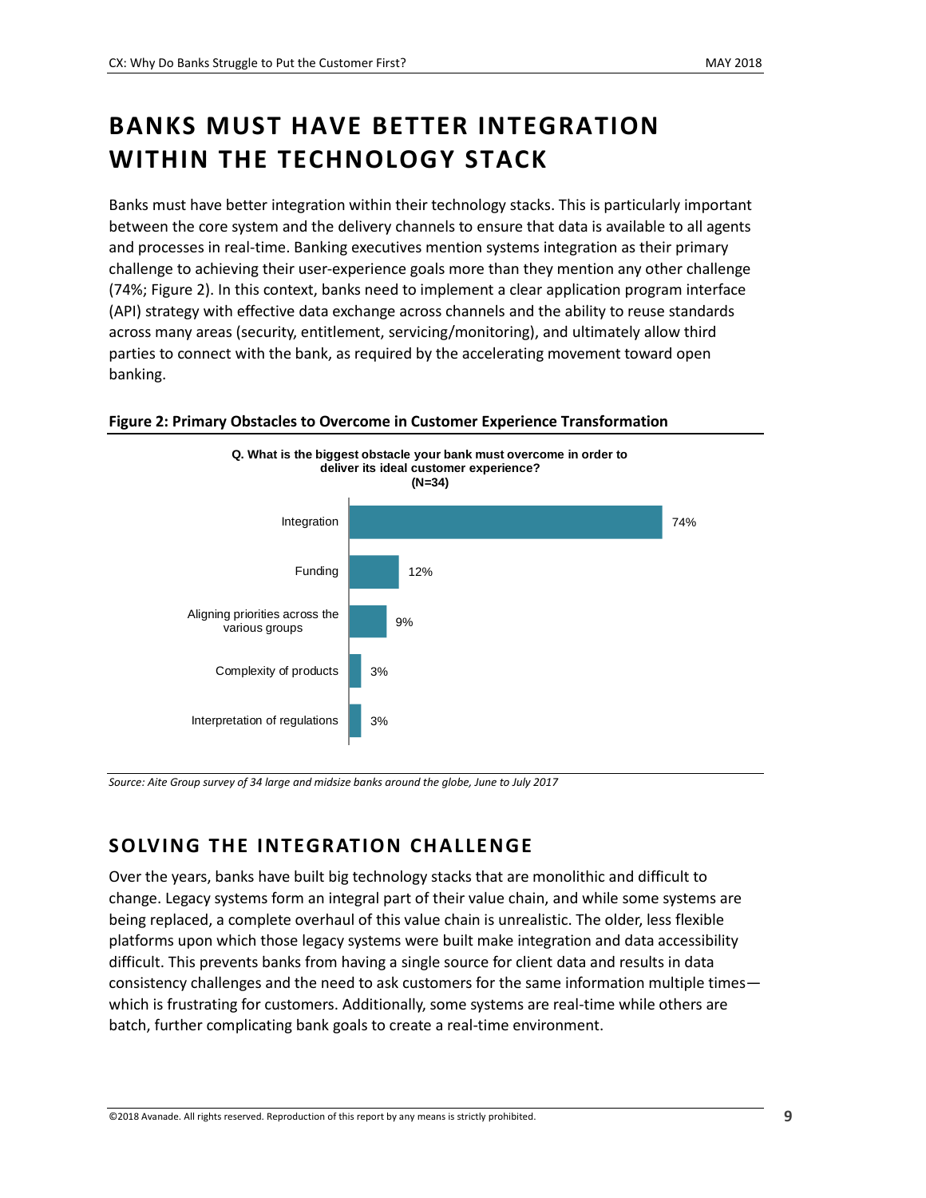# BANKS MUST HAVE BETTER INTEGRATION WITHIN THE TECHNOLOGY STACK

Banks must have better integration within their technology stacks. This is particularly important between the core system and the delivery channels to ensure that data is available to all agents and processes in real-time. Banking executives mention systems integration as their primary challenge to achieving their user-experience goals more than they mention any other challenge (74%; Figure 2). In this context, banks need to implement a clear application program interface (API) strategy with effective data exchange across channels and the ability to reuse standards across many areas (security, entitlement, servicing/monitoring), and ultimately allow third parties to connect with the bank, as required by the accelerating movement toward open banking.

**Figure 2: Primary Obstacles to Overcome in Customer Experience Transformation**

**Q. What is the biggest obstacle your bank must overcome in order to deliver its ideal customer experience? (N=34)**

| Obstacle | Percentage |
|---|---|
| Integration | 74% |
| Funding | 12% |
| Aligning priorities across the various groups | 9% |
| Complexity of products | 3% |
| Interpretation of regulations | 3% |

*Source: Aite Group survey of 34 large and midsize banks around the globe, June to July 2017*

## SOLVING THE INTEGRATION CHALLENGE

Over the years, banks have built big technology stacks that are monolithic and difficult to change. Legacy systems form an integral part of their value chain, and while some systems are being replaced, a complete overhaul of this value chain is unrealistic. The older, less flexible platforms upon which those legacy systems were built make integration and data accessibility difficult. This prevents banks from having a single source for client data and results in data consistency challenges and the need to ask customers for the same information multiple times—which is frustrating for customers. Additionally, some systems are real-time while others are batch, further complicating bank goals to create a real-time environment.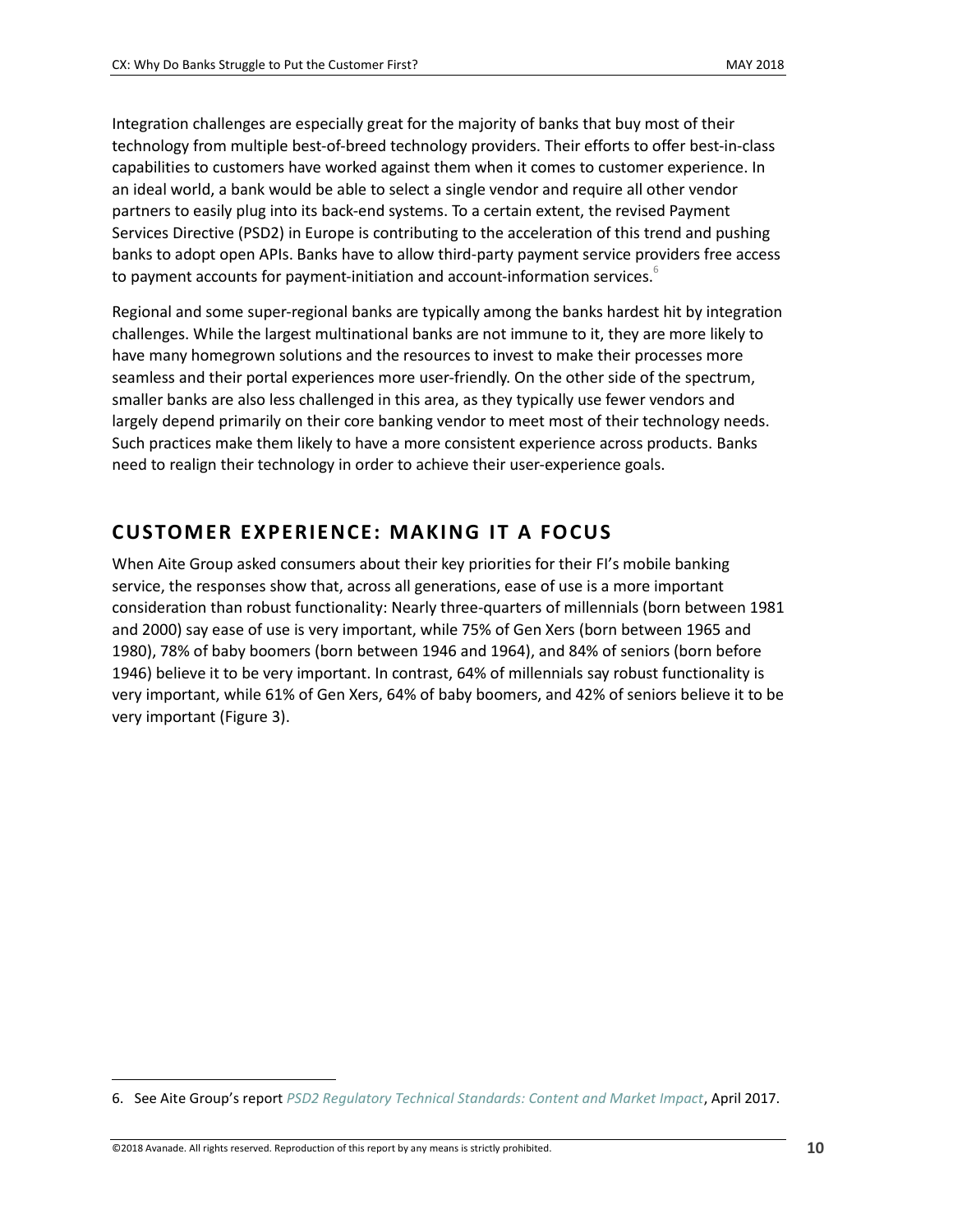Integration challenges are especially great for the majority of banks that buy most of their technology from multiple best-of-breed technology providers. Their efforts to offer best-in-class capabilities to customers have worked against them when it comes to customer experience. In an ideal world, a bank would be able to select a single vendor and require all other vendor partners to easily plug into its back-end systems. To a certain extent, the revised Payment Services Directive (PSD2) in Europe is contributing to the acceleration of this trend and pushing banks to adopt open APIs. Banks have to allow third-party payment service providers free access to payment accounts for payment-initiation and account-information services.[6]

Regional and some super-regional banks are typically among the banks hardest hit by integration challenges. While the largest multinational banks are not immune to it, they are more likely to have many homegrown solutions and the resources to invest to make their processes more seamless and their portal experiences more user-friendly. On the other side of the spectrum, smaller banks are also less challenged in this area, as they typically use fewer vendors and largely depend primarily on their core banking vendor to meet most of their technology needs. Such practices make them likely to have a more consistent experience across products. Banks need to realign their technology in order to achieve their user-experience goals.

## CUSTOMER EXPERIENCE: MAKING IT A FOCUS

When Aite Group asked consumers about their key priorities for their FI's mobile banking service, the responses show that, across all generations, ease of use is a more important consideration than robust functionality: Nearly three-quarters of millennials (born between 1981 and 2000) say ease of use is very important, while 75% of Gen Xers (born between 1965 and 1980), 78% of baby boomers (born between 1946 and 1964), and 84% of seniors (born before 1946) believe it to be very important. In contrast, 64% of millennials say robust functionality is very important, while 61% of Gen Xers, 64% of baby boomers, and 42% of seniors believe it to be very important (Figure 3).

---

6. See Aite Group's report *PSD2 Regulatory Technical Standards: Content and Market Impact*, April 2017.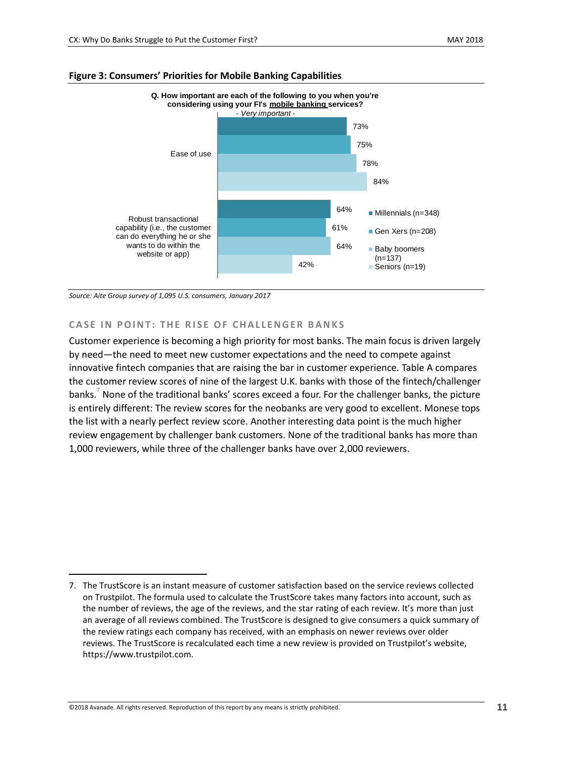**Figure 3: Consumers' Priorities for Mobile Banking Capabilities**

Q. How important are each of the following to you when you're considering using your FI's mobile banking services?
- Very important -

| | Millennials (n=348) | Gen Xers (n=208) | Baby boomers (n=137) | Seniors (n=19) |
|---|---|---|---|---|
| Ease of use | 73% | 75% | 78% | 84% |
| Robust transactional capability (i.e., the customer can do everything he or she wants to do within the website or app) | 64% | 61% | 64% | 42% |

*Source: Aite Group survey of 1,095 U.S. consumers, January 2017*

## CASE IN POINT: THE RISE OF CHALLENGER BANKS

Customer experience is becoming a high priority for most banks. The main focus is driven largely by need—the need to meet new customer expectations and the need to compete against innovative fintech companies that are raising the bar in customer experience. Table A compares the customer review scores of nine of the largest U.K. banks with those of the fintech/challenger banks.[7] None of the traditional banks' scores exceed a four. For the challenger banks, the picture is entirely different: The review scores for the neobanks are very good to excellent. Monese tops the list with a nearly perfect review score. Another interesting data point is the much higher review engagement by challenger bank customers. None of the traditional banks has more than 1,000 reviewers, while three of the challenger banks have over 2,000 reviewers.

7. The TrustScore is an instant measure of customer satisfaction based on the service reviews collected on Trustpilot. The formula used to calculate the TrustScore takes many factors into account, such as the number of reviews, the age of the reviews, and the star rating of each review. It's more than just an average of all reviews combined. The TrustScore is designed to give consumers a quick summary of the review ratings each company has received, with an emphasis on newer reviews over older reviews. The TrustScore is recalculated each time a new review is provided on Trustpilot's website, https://www.trustpilot.com.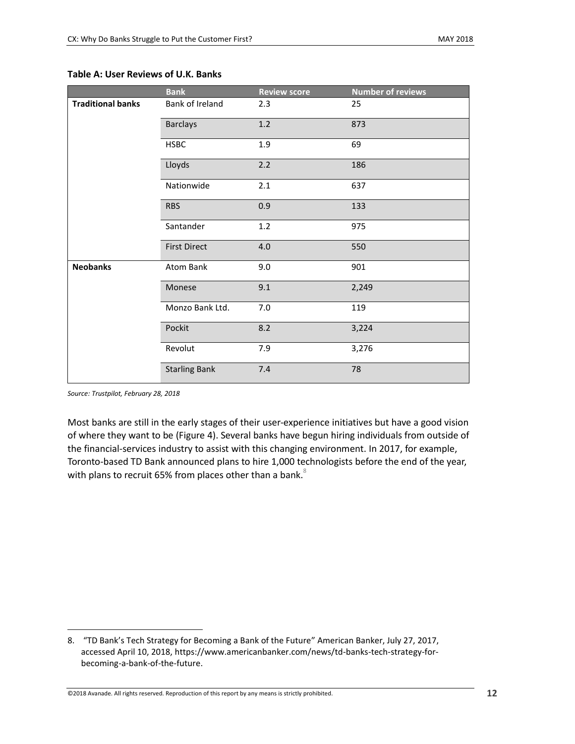**Table A: User Reviews of U.K. Banks**

| | Bank | Review score | Number of reviews |
|---|---|---|---|
| **Traditional banks** | Bank of Ireland | 2.3 | 25 |
| | Barclays | 1.2 | 873 |
| | HSBC | 1.9 | 69 |
| | Lloyds | 2.2 | 186 |
| | Nationwide | 2.1 | 637 |
| | RBS | 0.9 | 133 |
| | Santander | 1.2 | 975 |
| | First Direct | 4.0 | 550 |
| **Neobanks** | Atom Bank | 9.0 | 901 |
| | Monese | 9.1 | 2,249 |
| | Monzo Bank Ltd. | 7.0 | 119 |
| | Pockit | 8.2 | 3,224 |
| | Revolut | 7.9 | 3,276 |
| | Starling Bank | 7.4 | 78 |

*Source: Trustpilot, February 28, 2018*

Most banks are still in the early stages of their user-experience initiatives but have a good vision of where they want to be (Figure 4). Several banks have begun hiring individuals from outside of the financial-services industry to assist with this changing environment. In 2017, for example, Toronto-based TD Bank announced plans to hire 1,000 technologists before the end of the year, with plans to recruit 65% from places other than a bank.[8]

---

8. "TD Bank's Tech Strategy for Becoming a Bank of the Future" American Banker, July 27, 2017, accessed April 10, 2018, https://www.americanbanker.com/news/td-banks-tech-strategy-for-becoming-a-bank-of-the-future.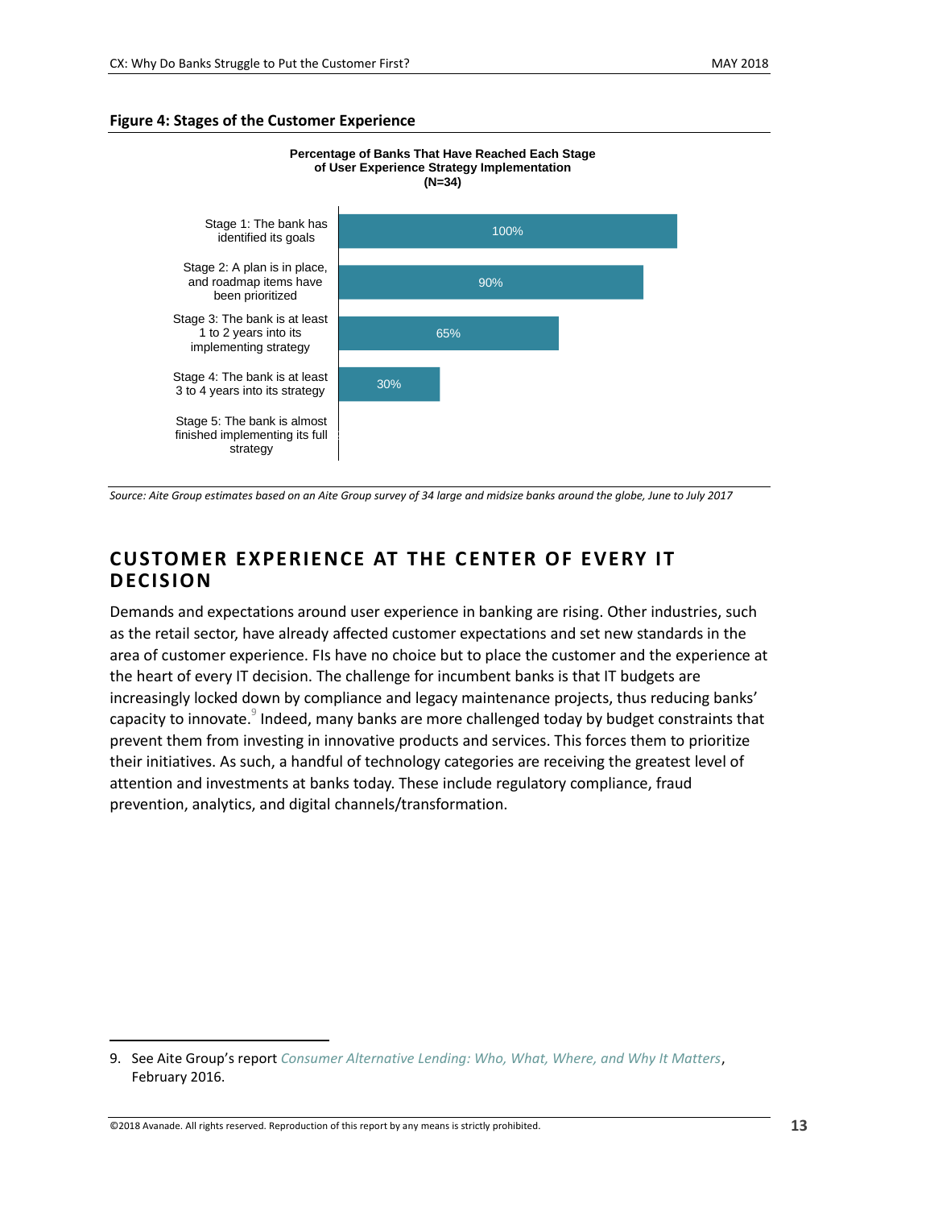**Figure 4: Stages of the Customer Experience**

**Percentage of Banks That Have Reached Each Stage of User Experience Strategy Implementation (N=34)**

| Stage | Percentage |
| --- | --- |
| Stage 1: The bank has identified its goals | 100% |
| Stage 2: A plan is in place, and roadmap items have been prioritized | 90% |
| Stage 3: The bank is at least 1 to 2 years into its implementing strategy | 65% |
| Stage 4: The bank is at least 3 to 4 years into its strategy | 30% |
| Stage 5: The bank is almost finished implementing its full strategy | |

*Source: Aite Group estimates based on an Aite Group survey of 34 large and midsize banks around the globe, June to July 2017*

## CUSTOMER EXPERIENCE AT THE CENTER OF EVERY IT DECISION

Demands and expectations around user experience in banking are rising. Other industries, such as the retail sector, have already affected customer expectations and set new standards in the area of customer experience. FIs have no choice but to place the customer and the experience at the heart of every IT decision. The challenge for incumbent banks is that IT budgets are increasingly locked down by compliance and legacy maintenance projects, thus reducing banks' capacity to innovate.[9] Indeed, many banks are more challenged today by budget constraints that prevent them from investing in innovative products and services. This forces them to prioritize their initiatives. As such, a handful of technology categories are receiving the greatest level of attention and investments at banks today. These include regulatory compliance, fraud prevention, analytics, and digital channels/transformation.

9. See Aite Group's report *Consumer Alternative Lending: Who, What, Where, and Why It Matters*, February 2016.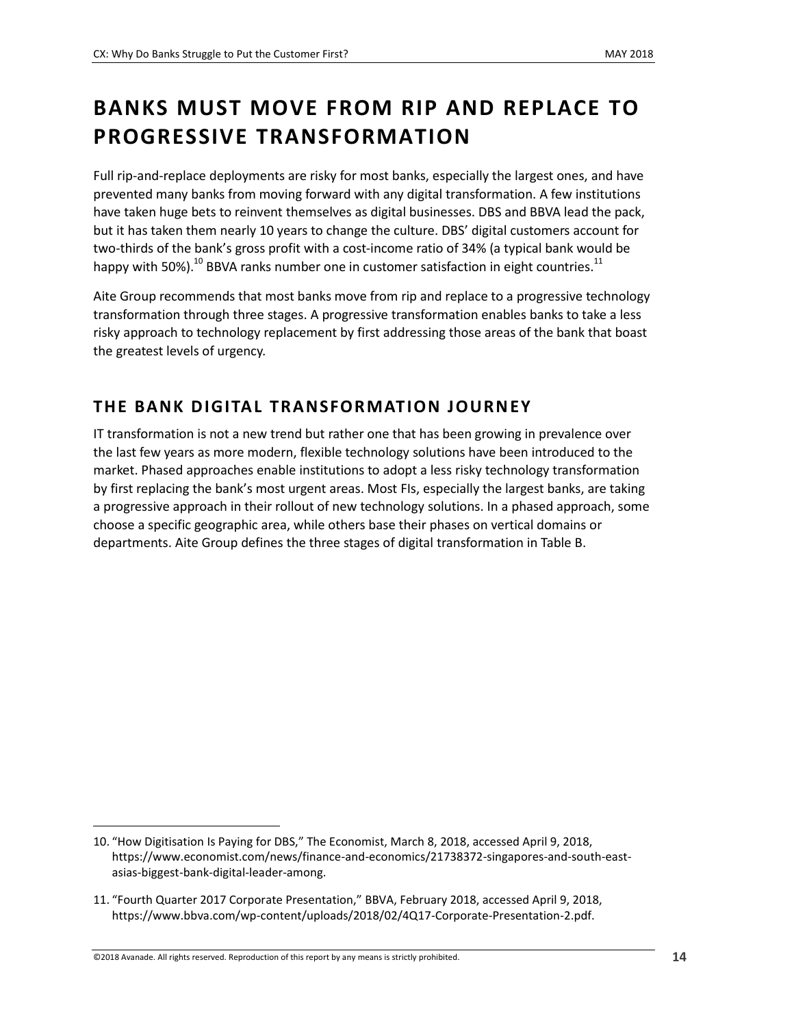# BANKS MUST MOVE FROM RIP AND REPLACE TO PROGRESSIVE TRANSFORMATION

Full rip-and-replace deployments are risky for most banks, especially the largest ones, and have prevented many banks from moving forward with any digital transformation. A few institutions have taken huge bets to reinvent themselves as digital businesses. DBS and BBVA lead the pack, but it has taken them nearly 10 years to change the culture. DBS' digital customers account for two-thirds of the bank's gross profit with a cost-income ratio of 34% (a typical bank would be happy with 50%).[10] BBVA ranks number one in customer satisfaction in eight countries.[11]

Aite Group recommends that most banks move from rip and replace to a progressive technology transformation through three stages. A progressive transformation enables banks to take a less risky approach to technology replacement by first addressing those areas of the bank that boast the greatest levels of urgency.

## THE BANK DIGITAL TRANSFORMATION JOURNEY

IT transformation is not a new trend but rather one that has been growing in prevalence over the last few years as more modern, flexible technology solutions have been introduced to the market. Phased approaches enable institutions to adopt a less risky technology transformation by first replacing the bank's most urgent areas. Most FIs, especially the largest banks, are taking a progressive approach in their rollout of new technology solutions. In a phased approach, some choose a specific geographic area, while others base their phases on vertical domains or departments. Aite Group defines the three stages of digital transformation in Table B.

---

10. "How Digitisation Is Paying for DBS," The Economist, March 8, 2018, accessed April 9, 2018, https://www.economist.com/news/finance-and-economics/21738372-singapores-and-south-east-asias-biggest-bank-digital-leader-among.

11. "Fourth Quarter 2017 Corporate Presentation," BBVA, February 2018, accessed April 9, 2018, https://www.bbva.com/wp-content/uploads/2018/02/4Q17-Corporate-Presentation-2.pdf.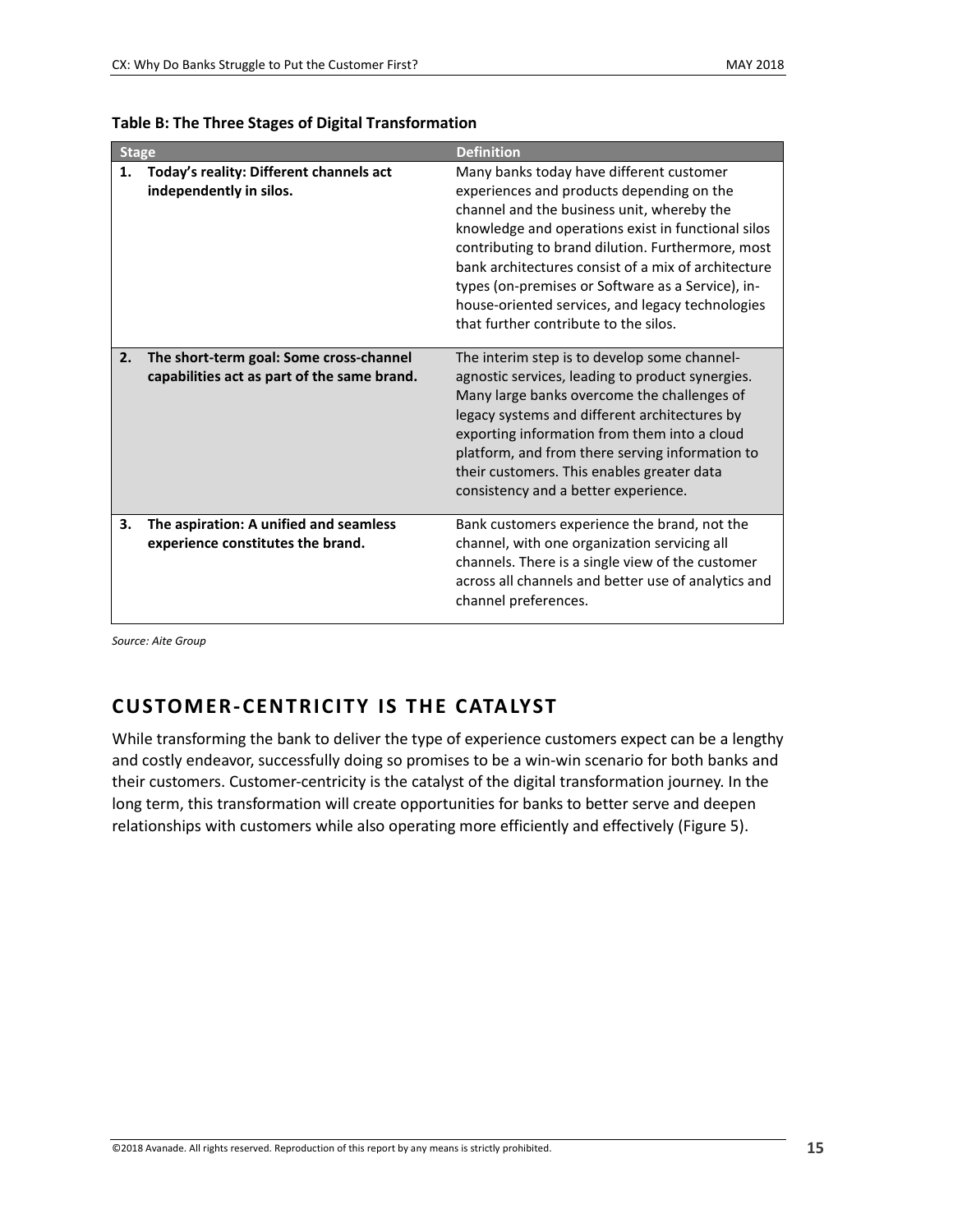**Table B: The Three Stages of Digital Transformation**

| Stage | Definition |
|---|---|
| **1. Today's reality: Different channels act independently in silos.** | Many banks today have different customer experiences and products depending on the channel and the business unit, whereby the knowledge and operations exist in functional silos contributing to brand dilution. Furthermore, most bank architectures consist of a mix of architecture types (on-premises or Software as a Service), in-house-oriented services, and legacy technologies that further contribute to the silos. |
| **2. The short-term goal: Some cross-channel capabilities act as part of the same brand.** | The interim step is to develop some channel-agnostic services, leading to product synergies. Many large banks overcome the challenges of legacy systems and different architectures by exporting information from them into a cloud platform, and from there serving information to their customers. This enables greater data consistency and a better experience. |
| **3. The aspiration: A unified and seamless experience constitutes the brand.** | Bank customers experience the brand, not the channel, with one organization servicing all channels. There is a single view of the customer across all channels and better use of analytics and channel preferences. |

*Source: Aite Group*

## CUSTOMER-CENTRICITY IS THE CATALYST

While transforming the bank to deliver the type of experience customers expect can be a lengthy and costly endeavor, successfully doing so promises to be a win-win scenario for both banks and their customers. Customer-centricity is the catalyst of the digital transformation journey. In the long term, this transformation will create opportunities for banks to better serve and deepen relationships with customers while also operating more efficiently and effectively (Figure 5).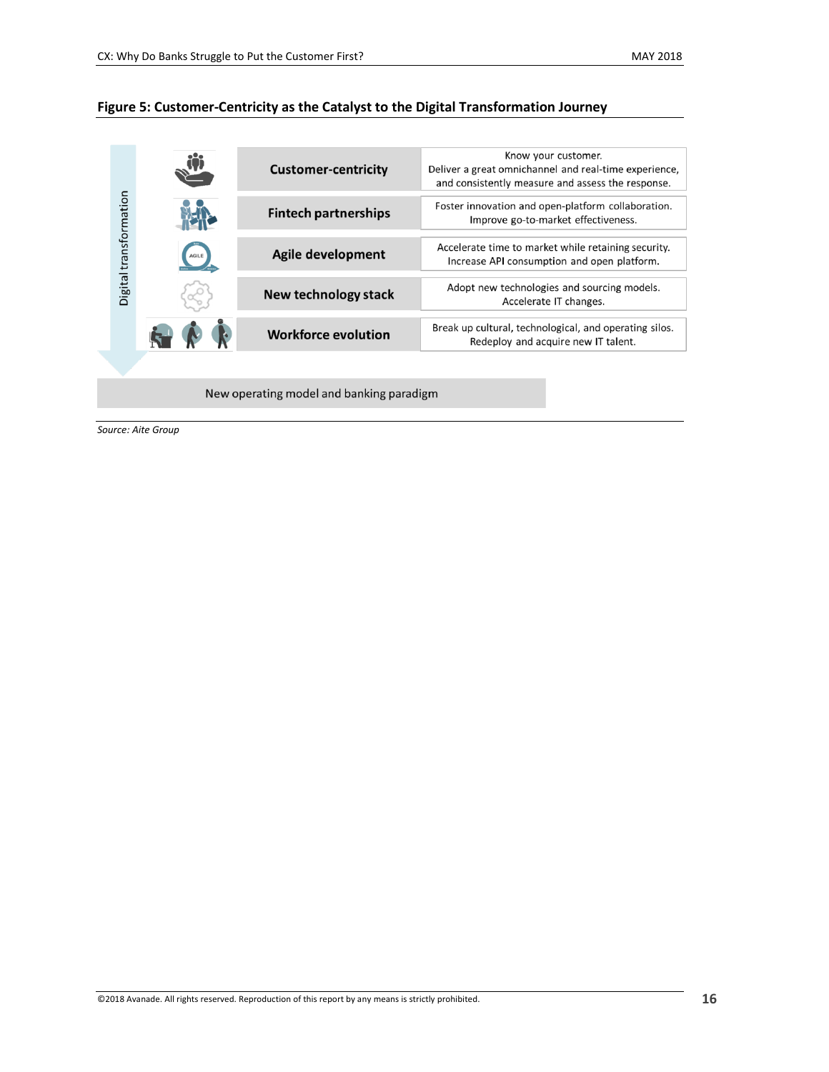**Figure 5: Customer-Centricity as the Catalyst to the Digital Transformation Journey**

Digital transformation

| | |
|---|---|
| **Customer-centricity** | Know your customer. Deliver a great omnichannel and real-time experience, and consistently measure and assess the response. |
| **Fintech partnerships** | Foster innovation and open-platform collaboration. Improve go-to-market effectiveness. |
| **Agile development** | Accelerate time to market while retaining security. Increase API consumption and open platform. |
| **New technology stack** | Adopt new technologies and sourcing models. Accelerate IT changes. |
| **Workforce evolution** | Break up cultural, technological, and operating silos. Redeploy and acquire new IT talent. |

New operating model and banking paradigm

*Source: Aite Group*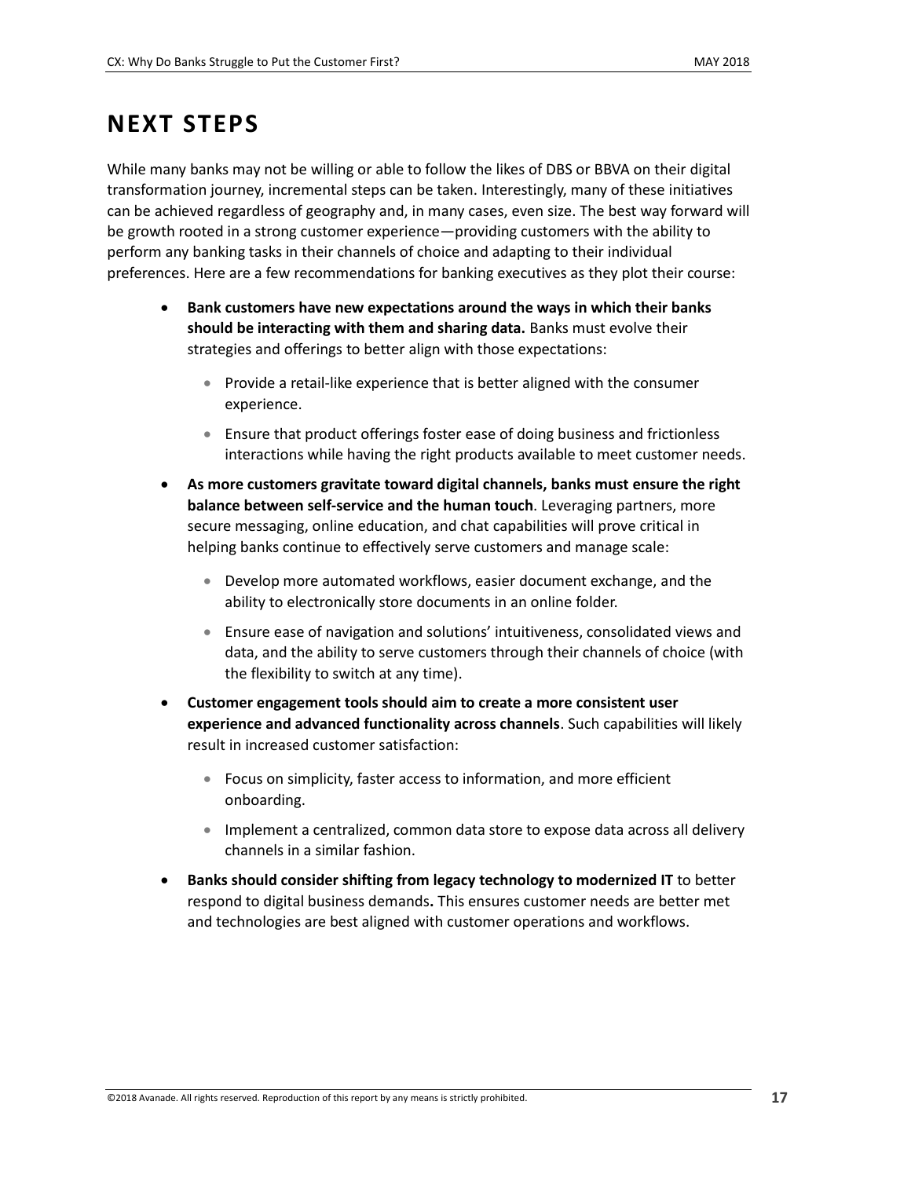# NEXT STEPS

While many banks may not be willing or able to follow the likes of DBS or BBVA on their digital transformation journey, incremental steps can be taken. Interestingly, many of these initiatives can be achieved regardless of geography and, in many cases, even size. The best way forward will be growth rooted in a strong customer experience—providing customers with the ability to perform any banking tasks in their channels of choice and adapting to their individual preferences. Here are a few recommendations for banking executives as they plot their course:

- **Bank customers have new expectations around the ways in which their banks should be interacting with them and sharing data.** Banks must evolve their strategies and offerings to better align with those expectations:
  - Provide a retail-like experience that is better aligned with the consumer experience.
  - Ensure that product offerings foster ease of doing business and frictionless interactions while having the right products available to meet customer needs.
- **As more customers gravitate toward digital channels, banks must ensure the right balance between self-service and the human touch**. Leveraging partners, more secure messaging, online education, and chat capabilities will prove critical in helping banks continue to effectively serve customers and manage scale:
  - Develop more automated workflows, easier document exchange, and the ability to electronically store documents in an online folder.
  - Ensure ease of navigation and solutions' intuitiveness, consolidated views and data, and the ability to serve customers through their channels of choice (with the flexibility to switch at any time).
- **Customer engagement tools should aim to create a more consistent user experience and advanced functionality across channels**. Such capabilities will likely result in increased customer satisfaction:
  - Focus on simplicity, faster access to information, and more efficient onboarding.
  - Implement a centralized, common data store to expose data across all delivery channels in a similar fashion.
- **Banks should consider shifting from legacy technology to modernized IT** to better respond to digital business demands**.** This ensures customer needs are better met and technologies are best aligned with customer operations and workflows.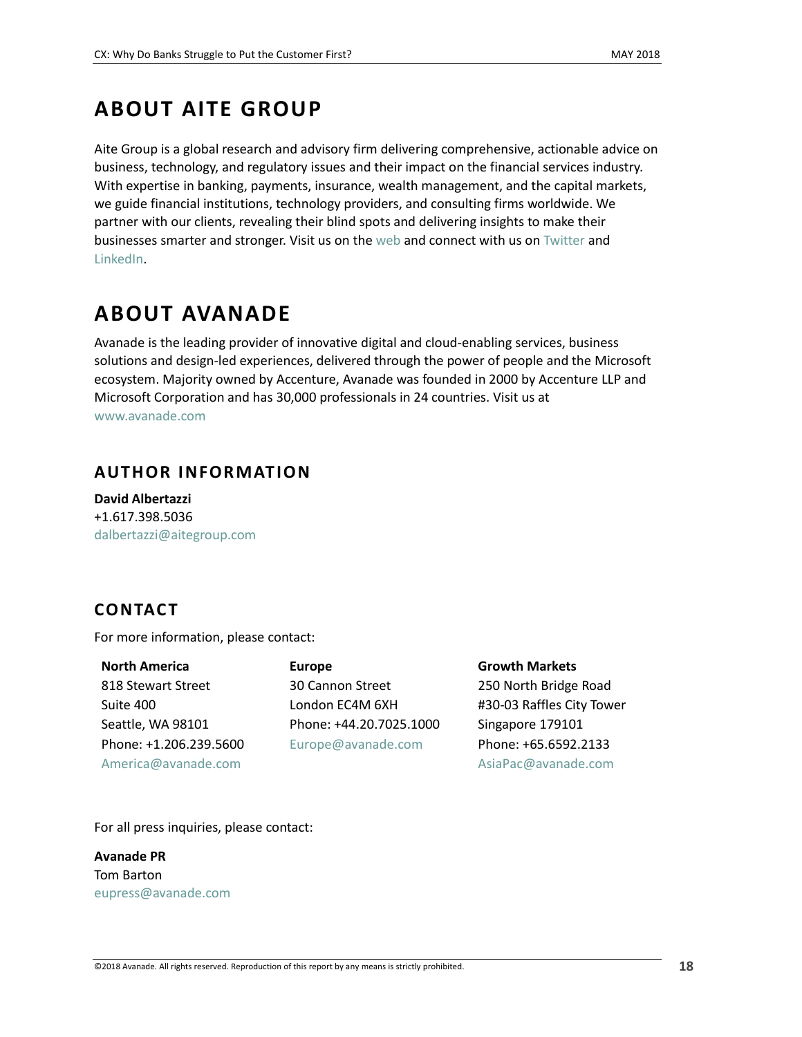## ABOUT AITE GROUP

Aite Group is a global research and advisory firm delivering comprehensive, actionable advice on business, technology, and regulatory issues and their impact on the financial services industry. With expertise in banking, payments, insurance, wealth management, and the capital markets, we guide financial institutions, technology providers, and consulting firms worldwide. We partner with our clients, revealing their blind spots and delivering insights to make their businesses smarter and stronger. Visit us on the web and connect with us on Twitter and LinkedIn.

## ABOUT AVANADE

Avanade is the leading provider of innovative digital and cloud-enabling services, business solutions and design-led experiences, delivered through the power of people and the Microsoft ecosystem. Majority owned by Accenture, Avanade was founded in 2000 by Accenture LLP and Microsoft Corporation and has 30,000 professionals in 24 countries. Visit us at www.avanade.com

### AUTHOR INFORMATION

**David Albertazzi**
+1.617.398.5036
dalbertazzi@aitegroup.com

### CONTACT

For more information, please contact:

**North America**
818 Stewart Street
Suite 400
Seattle, WA 98101
Phone: +1.206.239.5600
America@avanade.com

**Europe**
30 Cannon Street
London EC4M 6XH
Phone: +44.20.7025.1000
Europe@avanade.com

**Growth Markets**
250 North Bridge Road
#30-03 Raffles City Tower
Singapore 179101
Phone: +65.6592.2133
AsiaPac@avanade.com

For all press inquiries, please contact:

**Avanade PR**
Tom Barton
eupress@avanade.com

©2018 Avanade. All rights reserved. Reproduction of this report by any means is strictly prohibited.